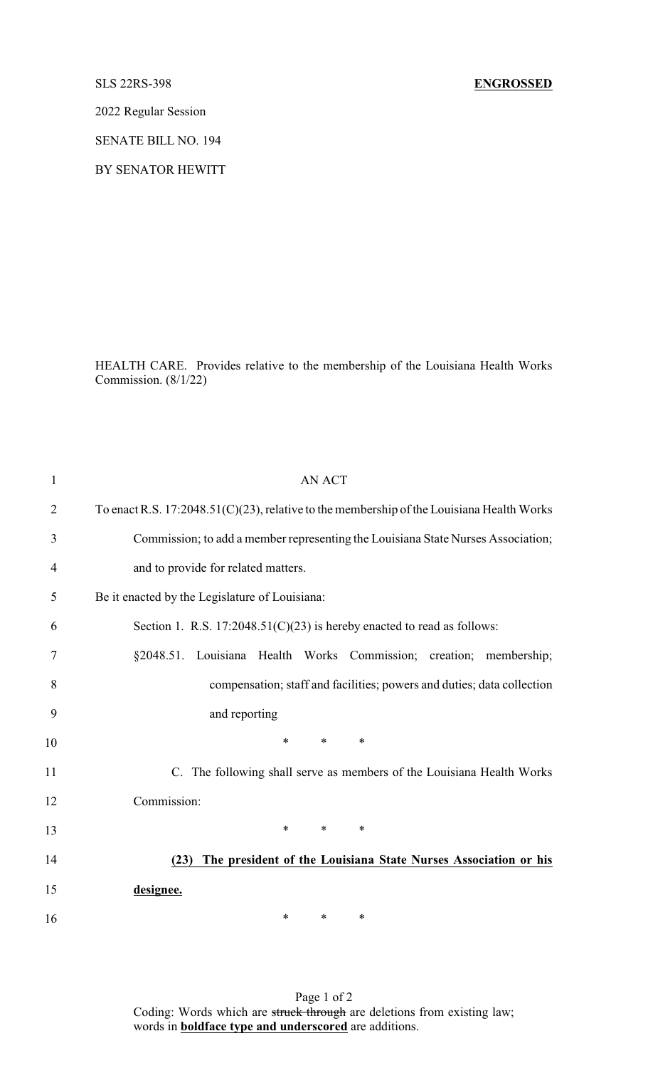SLS 22RS-398 **ENGROSSED**

2022 Regular Session

SENATE BILL NO. 194

BY SENATOR HEWITT

HEALTH CARE. Provides relative to the membership of the Louisiana Health Works Commission. (8/1/22)

AN ACT

To enact R.S. 17:2048.51(C)(23), relative to the membership of the Louisiana Health Works Commission; to add a member representing the Louisiana State Nurses Association; and to provide for related matters.

Be it enacted by the Legislature of Louisiana:

Section 1. R.S. 17:2048.51(C)(23) is hereby enacted to read as follows:

§2048.51. Louisiana Health Works Commission; creation; membership; compensation; staff and facilities; powers and duties; data collection and reporting

\* \* \*

C. The following shall serve as members of the Louisiana Health Works Commission:

\* \* \*

**(23) The president of the Louisiana State Nurses Association or his designee.**

\* \* \*

Coding: Words which are ~~struck through~~ are deletions from existing law; words in **boldface type and underscored** are additions.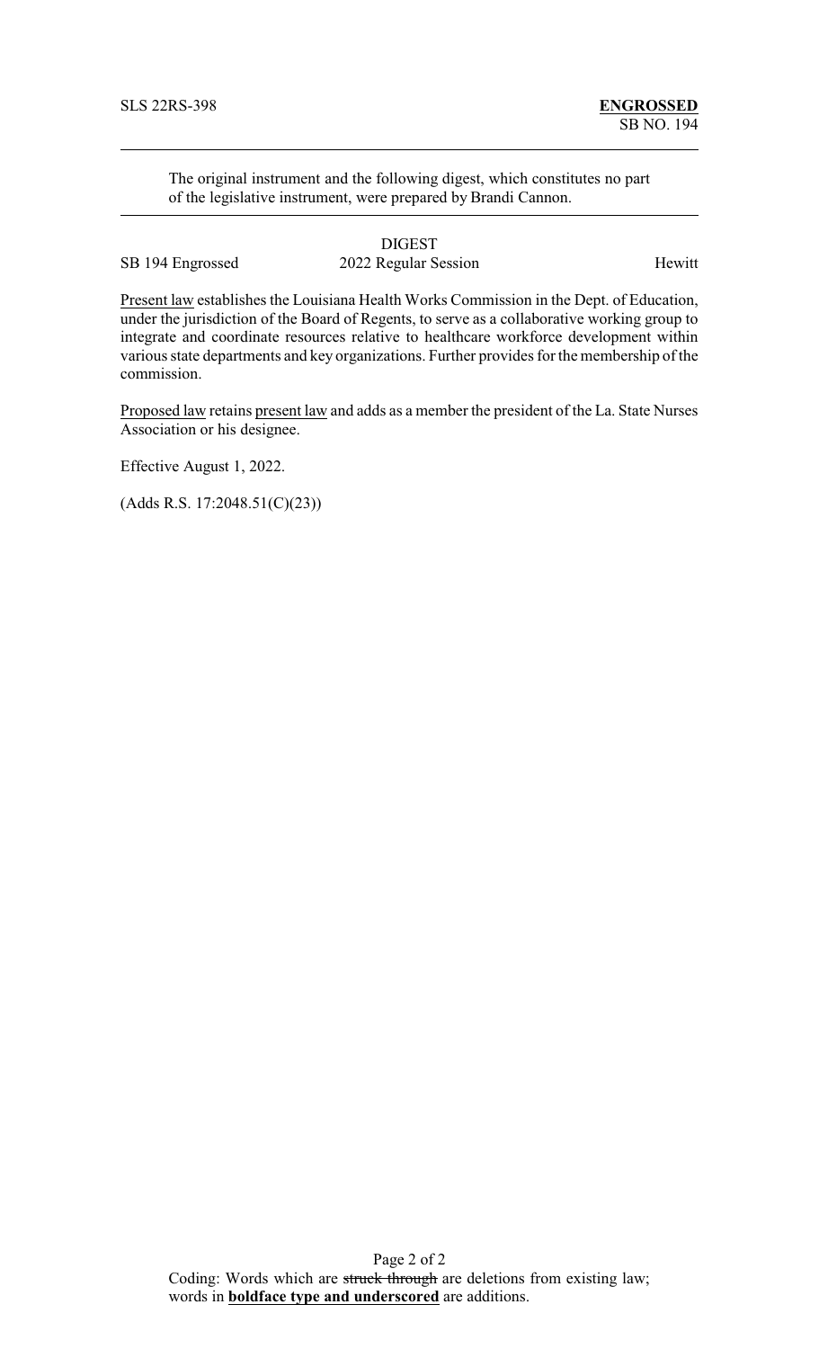The original instrument and the following digest, which constitutes no part of the legislative instrument, were prepared by Brandi Cannon.

DIGEST

SB 194 Engrossed 2022 Regular Session Hewitt

Present law establishes the Louisiana Health Works Commission in the Dept. of Education, under the jurisdiction of the Board of Regents, to serve as a collaborative working group to integrate and coordinate resources relative to healthcare workforce development within various state departments and key organizations. Further provides for the membership of the commission.

Proposed law retains present law and adds as a member the president of the La. State Nurses Association or his designee.

Effective August 1, 2022.

(Adds R.S. 17:2048.51(C)(23))

Coding: Words which are ~~struck through~~ are deletions from existing law; words in **boldface type and underscored** are additions.